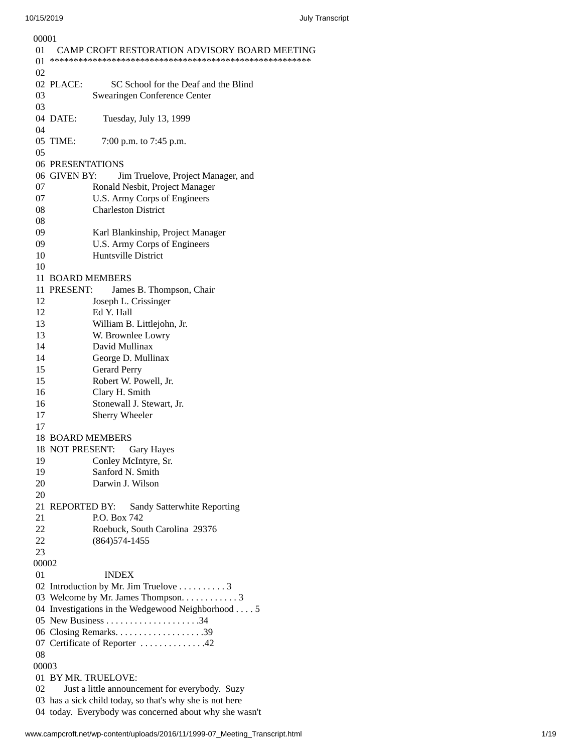00001
01 CAMP CROFT RESTORATION ADVISORY BOARD MEETING
01 ******************************************************
02
02 PLACE: SC School for the Deaf and the Blind
03 Swearingen Conference Center
03
04 DATE: Tuesday, July 13, 1999
04
05 TIME: 7:00 p.m. to 7:45 p.m.
05
06 PRESENTATIONS
06 GIVEN BY: Jim Truelove, Project Manager, and
07 Ronald Nesbit, Project Manager
07 U.S. Army Corps of Engineers
08 Charleston District
08
09 Karl Blankinship, Project Manager
09 U.S. Army Corps of Engineers
10 Huntsville District
10
11 BOARD MEMBERS
11 PRESENT: James B. Thompson, Chair
12 Joseph L. Crissinger
12 Ed Y. Hall
13 William B. Littlejohn, Jr.
13 W. Brownlee Lowry
14 David Mullinax
14 George D. Mullinax
15 Gerard Perry
15 Robert W. Powell, Jr.
16 Clary H. Smith
16 Stonewall J. Stewart, Jr.
17 Sherry Wheeler
17
18 BOARD MEMBERS
18 NOT PRESENT: Gary Hayes
19 Conley McIntyre, Sr.
19 Sanford N. Smith
20 Darwin J. Wilson
20
21 REPORTED BY: Sandy Satterwhite Reporting
21 P.O. Box 742
22 Roebuck, South Carolina 29376
22 (864)574-1455
23
00002
01 INDEX
02 Introduction by Mr. Jim Truelove . . . . . . . . . . 3
03 Welcome by Mr. James Thompson. . . . . . . . . . . . 3
04 Investigations in the Wedgewood Neighborhood . . . . 5
05 New Business . . . . . . . . . . . . . . . . . . . .34
06 Closing Remarks. . . . . . . . . . . . . . . . . . .39
07 Certificate of Reporter . . . . . . . . . . . . .42
08
00003
01 BY MR. TRUELOVE:
02 Just a little announcement for everybody. Suzy
03 has a sick child today, so that's why she is not here
04 today. Everybody was concerned about why she wasn't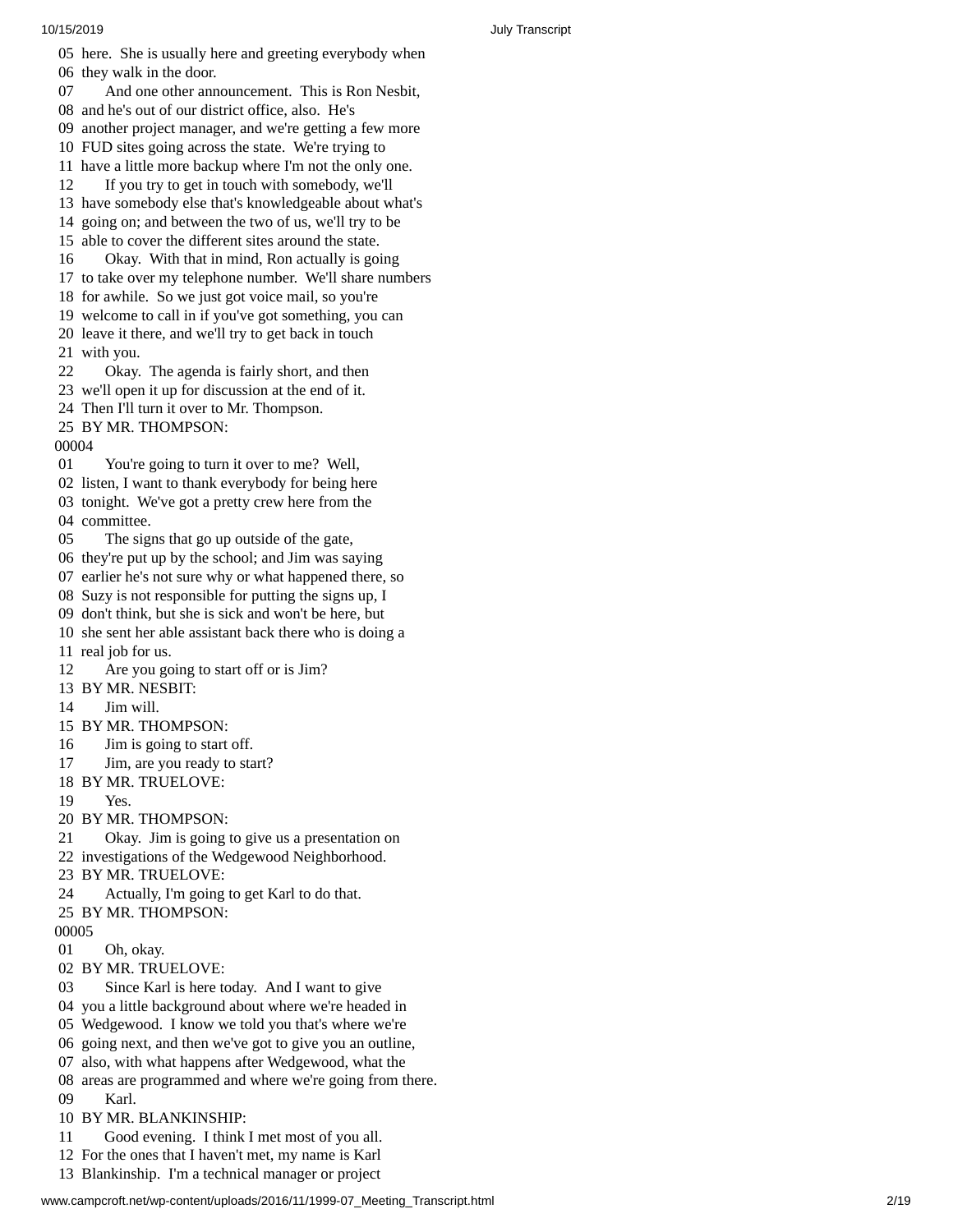05 here. She is usually here and greeting everybody when
06 they walk in the door.
07 And one other announcement. This is Ron Nesbit,
08 and he's out of our district office, also. He's
09 another project manager, and we're getting a few more
10 FUD sites going across the state. We're trying to
11 have a little more backup where I'm not the only one.
12 If you try to get in touch with somebody, we'll
13 have somebody else that's knowledgeable about what's
14 going on; and between the two of us, we'll try to be
15 able to cover the different sites around the state.
16 Okay. With that in mind, Ron actually is going
17 to take over my telephone number. We'll share numbers
18 for awhile. So we just got voice mail, so you're
19 welcome to call in if you've got something, you can
20 leave it there, and we'll try to get back in touch
21 with you.
22 Okay. The agenda is fairly short, and then
23 we'll open it up for discussion at the end of it.
24 Then I'll turn it over to Mr. Thompson.
25 BY MR. THOMPSON:
00004
01 You're going to turn it over to me? Well,
02 listen, I want to thank everybody for being here
03 tonight. We've got a pretty crew here from the
04 committee.
05 The signs that go up outside of the gate,
06 they're put up by the school; and Jim was saying
07 earlier he's not sure why or what happened there, so
08 Suzy is not responsible for putting the signs up, I
09 don't think, but she is sick and won't be here, but
10 she sent her able assistant back there who is doing a
11 real job for us.
12 Are you going to start off or is Jim?
13 BY MR. NESBIT:
14 Jim will.
15 BY MR. THOMPSON:
16 Jim is going to start off.
17 Jim, are you ready to start?
18 BY MR. TRUELOVE:
19 Yes.
20 BY MR. THOMPSON:
21 Okay. Jim is going to give us a presentation on
22 investigations of the Wedgewood Neighborhood.
23 BY MR. TRUELOVE:
24 Actually, I'm going to get Karl to do that.
25 BY MR. THOMPSON:
00005
01 Oh, okay.
02 BY MR. TRUELOVE:
03 Since Karl is here today. And I want to give
04 you a little background about where we're headed in
05 Wedgewood. I know we told you that's where we're
06 going next, and then we've got to give you an outline,
07 also, with what happens after Wedgewood, what the
08 areas are programmed and where we're going from there.
09 Karl.
10 BY MR. BLANKINSHIP:
11 Good evening. I think I met most of you all.
12 For the ones that I haven't met, my name is Karl
13 Blankinship. I'm a technical manager or project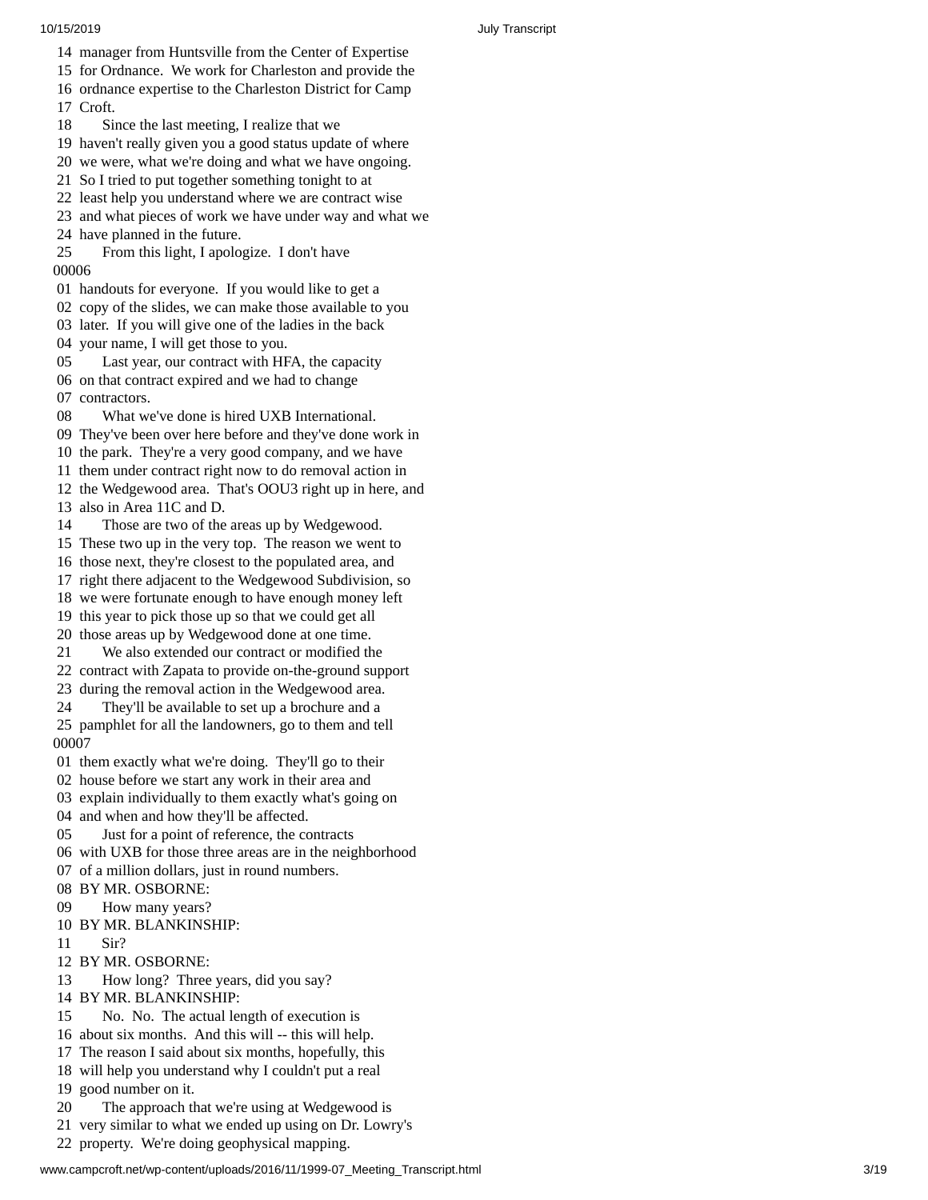14 manager from Huntsville from the Center of Expertise
15 for Ordnance. We work for Charleston and provide the
16 ordnance expertise to the Charleston District for Camp
17 Croft.
18 Since the last meeting, I realize that we
19 haven't really given you a good status update of where
20 we were, what we're doing and what we have ongoing.
21 So I tried to put together something tonight to at
22 least help you understand where we are contract wise
23 and what pieces of work we have under way and what we
24 have planned in the future.
25 From this light, I apologize. I don't have
00006
01 handouts for everyone. If you would like to get a
02 copy of the slides, we can make those available to you
03 later. If you will give one of the ladies in the back
04 your name, I will get those to you.
05 Last year, our contract with HFA, the capacity
06 on that contract expired and we had to change
07 contractors.
08 What we've done is hired UXB International.
09 They've been over here before and they've done work in
10 the park. They're a very good company, and we have
11 them under contract right now to do removal action in
12 the Wedgewood area. That's OOU3 right up in here, and
13 also in Area 11C and D.
14 Those are two of the areas up by Wedgewood.
15 These two up in the very top. The reason we went to
16 those next, they're closest to the populated area, and
17 right there adjacent to the Wedgewood Subdivision, so
18 we were fortunate enough to have enough money left
19 this year to pick those up so that we could get all
20 those areas up by Wedgewood done at one time.
21 We also extended our contract or modified the
22 contract with Zapata to provide on-the-ground support
23 during the removal action in the Wedgewood area.
24 They'll be available to set up a brochure and a
25 pamphlet for all the landowners, go to them and tell
00007
01 them exactly what we're doing. They'll go to their
02 house before we start any work in their area and
03 explain individually to them exactly what's going on
04 and when and how they'll be affected.
05 Just for a point of reference, the contracts
06 with UXB for those three areas are in the neighborhood
07 of a million dollars, just in round numbers.
08 BY MR. OSBORNE:
09 How many years?
10 BY MR. BLANKINSHIP:
11 Sir?
12 BY MR. OSBORNE:
13 How long? Three years, did you say?
14 BY MR. BLANKINSHIP:
15 No. No. The actual length of execution is
16 about six months. And this will -- this will help.
17 The reason I said about six months, hopefully, this
18 will help you understand why I couldn't put a real
19 good number on it.
20 The approach that we're using at Wedgewood is
21 very similar to what we ended up using on Dr. Lowry's
22 property. We're doing geophysical mapping.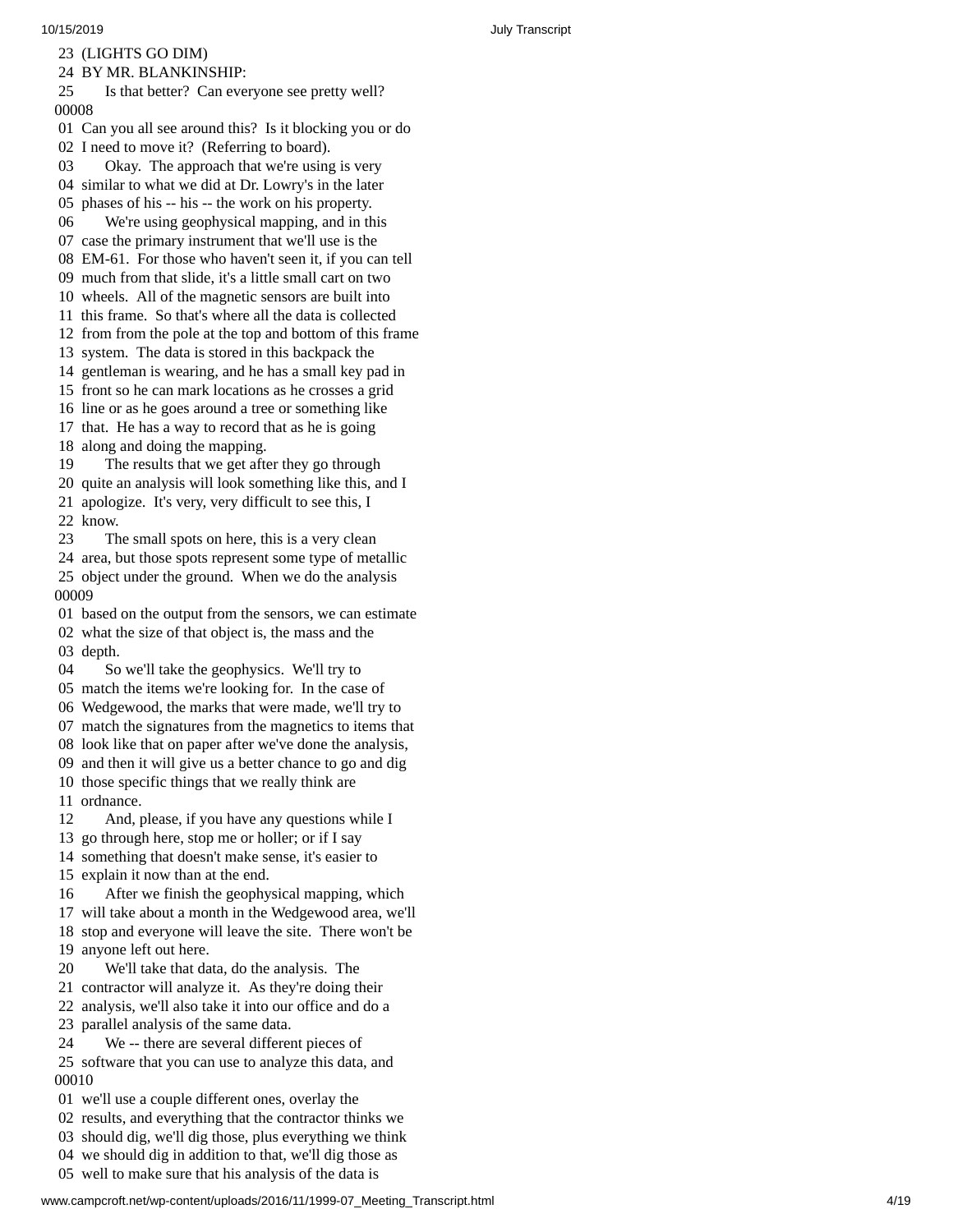23 (LIGHTS GO DIM)
24 BY MR. BLANKINSHIP:
25 Is that better? Can everyone see pretty well?
00008
01 Can you all see around this? Is it blocking you or do
02 I need to move it? (Referring to board).
03 Okay. The approach that we're using is very
04 similar to what we did at Dr. Lowry's in the later
05 phases of his -- his -- the work on his property.
06 We're using geophysical mapping, and in this
07 case the primary instrument that we'll use is the
08 EM-61. For those who haven't seen it, if you can tell
09 much from that slide, it's a little small cart on two
10 wheels. All of the magnetic sensors are built into
11 this frame. So that's where all the data is collected
12 from from the pole at the top and bottom of this frame
13 system. The data is stored in this backpack the
14 gentleman is wearing, and he has a small key pad in
15 front so he can mark locations as he crosses a grid
16 line or as he goes around a tree or something like
17 that. He has a way to record that as he is going
18 along and doing the mapping.
19 The results that we get after they go through
20 quite an analysis will look something like this, and I
21 apologize. It's very, very difficult to see this, I
22 know.
23 The small spots on here, this is a very clean
24 area, but those spots represent some type of metallic
25 object under the ground. When we do the analysis
00009
01 based on the output from the sensors, we can estimate
02 what the size of that object is, the mass and the
03 depth.
04 So we'll take the geophysics. We'll try to
05 match the items we're looking for. In the case of
06 Wedgewood, the marks that were made, we'll try to
07 match the signatures from the magnetics to items that
08 look like that on paper after we've done the analysis,
09 and then it will give us a better chance to go and dig
10 those specific things that we really think are
11 ordnance.
12 And, please, if you have any questions while I
13 go through here, stop me or holler; or if I say
14 something that doesn't make sense, it's easier to
15 explain it now than at the end.
16 After we finish the geophysical mapping, which
17 will take about a month in the Wedgewood area, we'll
18 stop and everyone will leave the site. There won't be
19 anyone left out here.
20 We'll take that data, do the analysis. The
21 contractor will analyze it. As they're doing their
22 analysis, we'll also take it into our office and do a
23 parallel analysis of the same data.
24 We -- there are several different pieces of
25 software that you can use to analyze this data, and
00010
01 we'll use a couple different ones, overlay the
02 results, and everything that the contractor thinks we
03 should dig, we'll dig those, plus everything we think
04 we should dig in addition to that, we'll dig those as
05 well to make sure that his analysis of the data is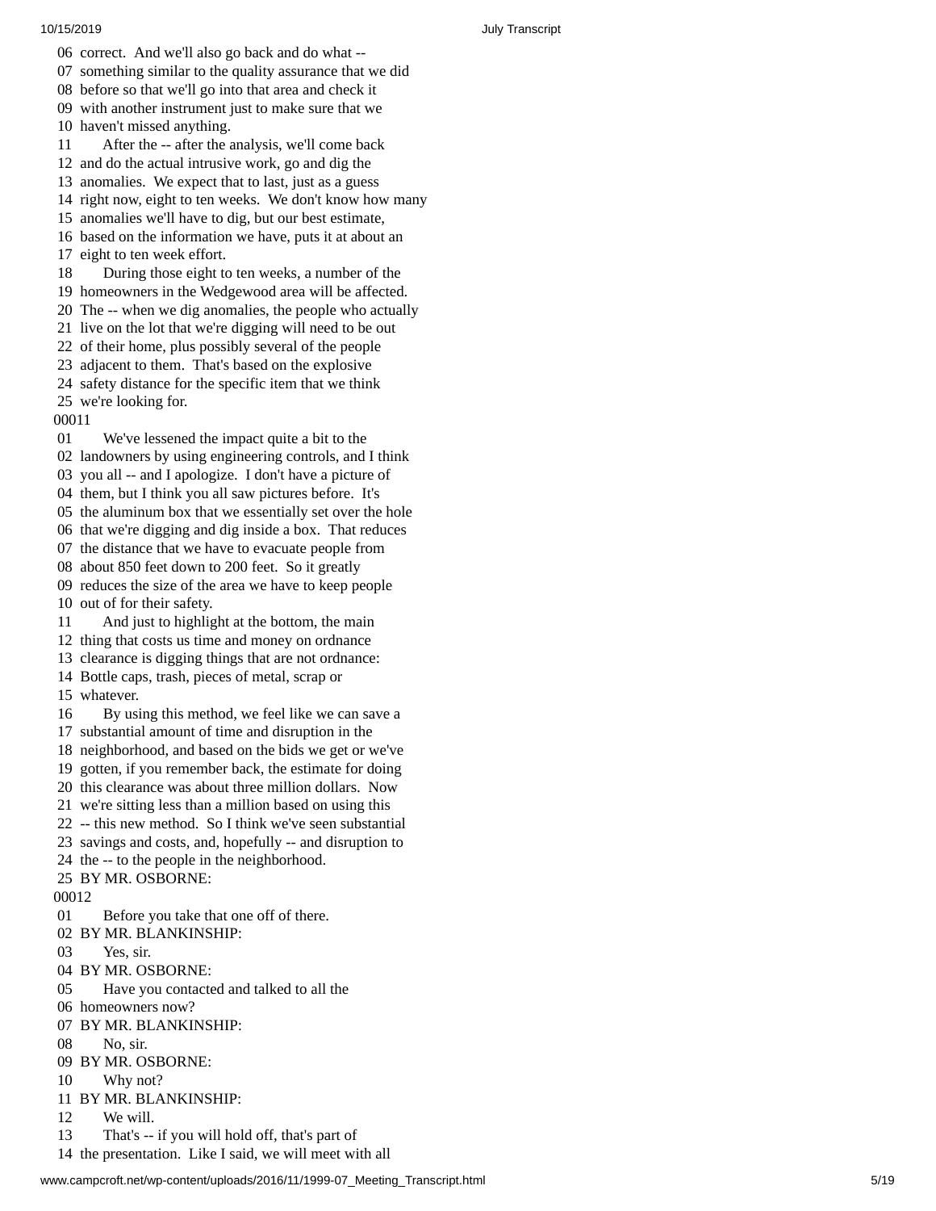06 correct. And we'll also go back and do what --
07 something similar to the quality assurance that we did
08 before so that we'll go into that area and check it
09 with another instrument just to make sure that we
10 haven't missed anything.
11 After the -- after the analysis, we'll come back
12 and do the actual intrusive work, go and dig the
13 anomalies. We expect that to last, just as a guess
14 right now, eight to ten weeks. We don't know how many
15 anomalies we'll have to dig, but our best estimate,
16 based on the information we have, puts it at about an
17 eight to ten week effort.
18 During those eight to ten weeks, a number of the
19 homeowners in the Wedgewood area will be affected.
20 The -- when we dig anomalies, the people who actually
21 live on the lot that we're digging will need to be out
22 of their home, plus possibly several of the people
23 adjacent to them. That's based on the explosive
24 safety distance for the specific item that we think
25 we're looking for.
00011
01 We've lessened the impact quite a bit to the
02 landowners by using engineering controls, and I think
03 you all -- and I apologize. I don't have a picture of
04 them, but I think you all saw pictures before. It's
05 the aluminum box that we essentially set over the hole
06 that we're digging and dig inside a box. That reduces
07 the distance that we have to evacuate people from
08 about 850 feet down to 200 feet. So it greatly
09 reduces the size of the area we have to keep people
10 out of for their safety.
11 And just to highlight at the bottom, the main
12 thing that costs us time and money on ordnance
13 clearance is digging things that are not ordnance:
14 Bottle caps, trash, pieces of metal, scrap or
15 whatever.
16 By using this method, we feel like we can save a
17 substantial amount of time and disruption in the
18 neighborhood, and based on the bids we get or we've
19 gotten, if you remember back, the estimate for doing
20 this clearance was about three million dollars. Now
21 we're sitting less than a million based on using this
22 -- this new method. So I think we've seen substantial
23 savings and costs, and, hopefully -- and disruption to
24 the -- to the people in the neighborhood.
25 BY MR. OSBORNE:
00012
01 Before you take that one off of there.
02 BY MR. BLANKINSHIP:
03 Yes, sir.
04 BY MR. OSBORNE:
05 Have you contacted and talked to all the
06 homeowners now?
07 BY MR. BLANKINSHIP:
08 No, sir.
09 BY MR. OSBORNE:
10 Why not?
11 BY MR. BLANKINSHIP:
12 We will.
13 That's -- if you will hold off, that's part of
14 the presentation. Like I said, we will meet with all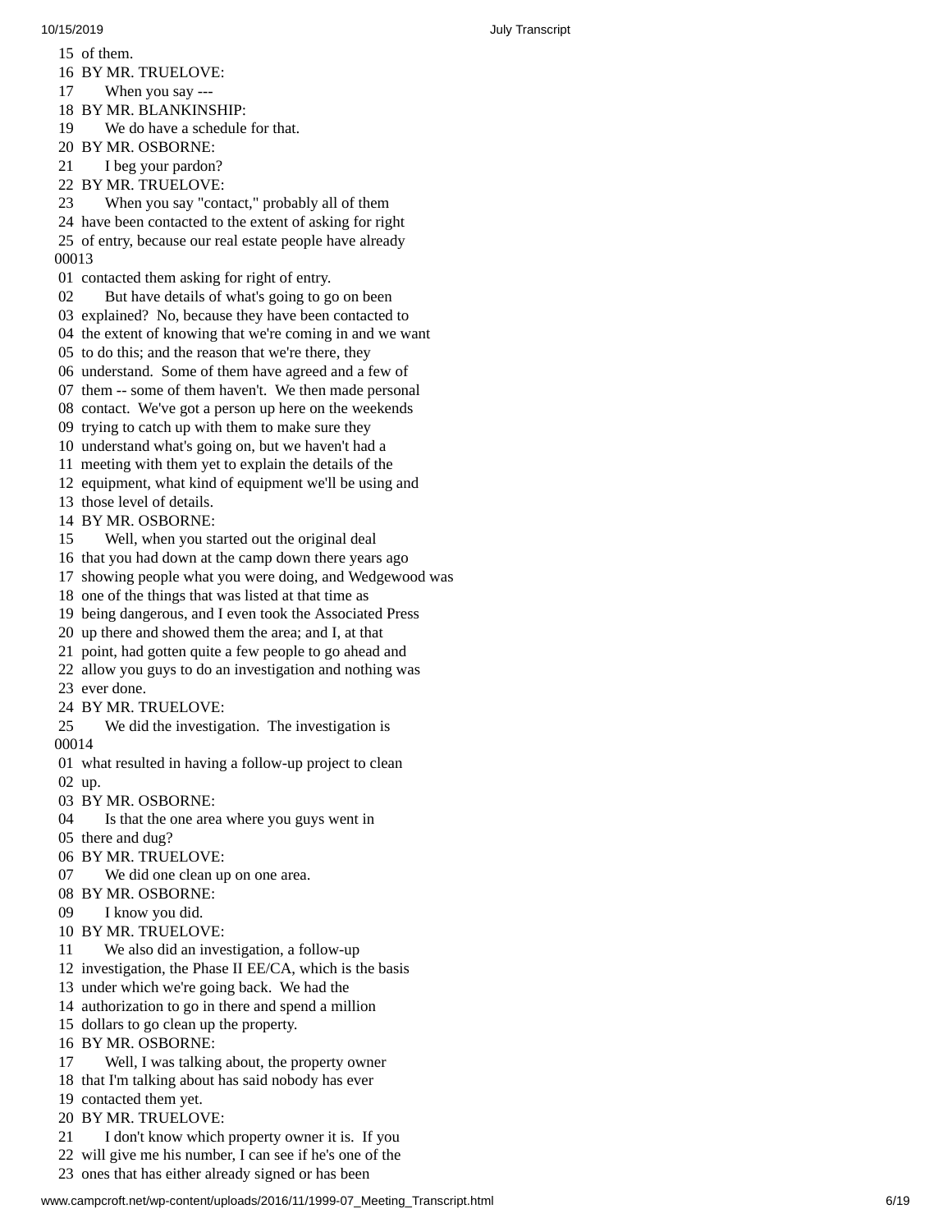15 of them.
16 BY MR. TRUELOVE:
17 When you say ---
18 BY MR. BLANKINSHIP:
19 We do have a schedule for that.
20 BY MR. OSBORNE:
21 I beg your pardon?
22 BY MR. TRUELOVE:
23 When you say "contact," probably all of them
24 have been contacted to the extent of asking for right
25 of entry, because our real estate people have already
00013
01 contacted them asking for right of entry.
02 But have details of what's going to go on been
03 explained? No, because they have been contacted to
04 the extent of knowing that we're coming in and we want
05 to do this; and the reason that we're there, they
06 understand. Some of them have agreed and a few of
07 them -- some of them haven't. We then made personal
08 contact. We've got a person up here on the weekends
09 trying to catch up with them to make sure they
10 understand what's going on, but we haven't had a
11 meeting with them yet to explain the details of the
12 equipment, what kind of equipment we'll be using and
13 those level of details.
14 BY MR. OSBORNE:
15 Well, when you started out the original deal
16 that you had down at the camp down there years ago
17 showing people what you were doing, and Wedgewood was
18 one of the things that was listed at that time as
19 being dangerous, and I even took the Associated Press
20 up there and showed them the area; and I, at that
21 point, had gotten quite a few people to go ahead and
22 allow you guys to do an investigation and nothing was
23 ever done.
24 BY MR. TRUELOVE:
25 We did the investigation. The investigation is
00014
01 what resulted in having a follow-up project to clean
02 up.
03 BY MR. OSBORNE:
04 Is that the one area where you guys went in
05 there and dug?
06 BY MR. TRUELOVE:
07 We did one clean up on one area.
08 BY MR. OSBORNE:
09 I know you did.
10 BY MR. TRUELOVE:
11 We also did an investigation, a follow-up
12 investigation, the Phase II EE/CA, which is the basis
13 under which we're going back. We had the
14 authorization to go in there and spend a million
15 dollars to go clean up the property.
16 BY MR. OSBORNE:
17 Well, I was talking about, the property owner
18 that I'm talking about has said nobody has ever
19 contacted them yet.
20 BY MR. TRUELOVE:
21 I don't know which property owner it is. If you
22 will give me his number, I can see if he's one of the
23 ones that has either already signed or has been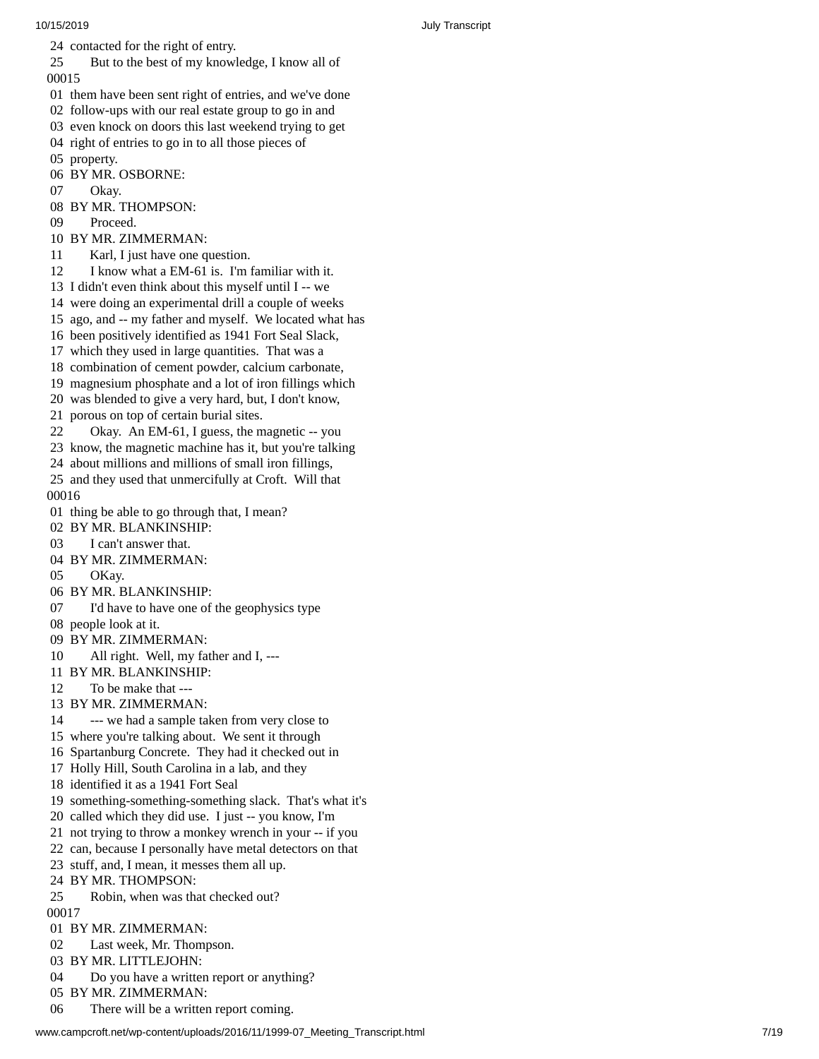24 contacted for the right of entry.
25 But to the best of my knowledge, I know all of
00015
01 them have been sent right of entries, and we've done
02 follow-ups with our real estate group to go in and
03 even knock on doors this last weekend trying to get
04 right of entries to go in to all those pieces of
05 property.
06 BY MR. OSBORNE:
07 Okay.
08 BY MR. THOMPSON:
09 Proceed.
10 BY MR. ZIMMERMAN:
11 Karl, I just have one question.
12 I know what a EM-61 is. I'm familiar with it.
13 I didn't even think about this myself until I -- we
14 were doing an experimental drill a couple of weeks
15 ago, and -- my father and myself. We located what has
16 been positively identified as 1941 Fort Seal Slack,
17 which they used in large quantities. That was a
18 combination of cement powder, calcium carbonate,
19 magnesium phosphate and a lot of iron fillings which
20 was blended to give a very hard, but, I don't know,
21 porous on top of certain burial sites.
22 Okay. An EM-61, I guess, the magnetic -- you
23 know, the magnetic machine has it, but you're talking
24 about millions and millions of small iron fillings,
25 and they used that unmercifully at Croft. Will that
00016
01 thing be able to go through that, I mean?
02 BY MR. BLANKINSHIP:
03 I can't answer that.
04 BY MR. ZIMMERMAN:
05 OKay.
06 BY MR. BLANKINSHIP:
07 I'd have to have one of the geophysics type
08 people look at it.
09 BY MR. ZIMMERMAN:
10 All right. Well, my father and I, ---
11 BY MR. BLANKINSHIP:
12 To be make that ---
13 BY MR. ZIMMERMAN:
14 --- we had a sample taken from very close to
15 where you're talking about. We sent it through
16 Spartanburg Concrete. They had it checked out in
17 Holly Hill, South Carolina in a lab, and they
18 identified it as a 1941 Fort Seal
19 something-something-something slack. That's what it's
20 called which they did use. I just -- you know, I'm
21 not trying to throw a monkey wrench in your -- if you
22 can, because I personally have metal detectors on that
23 stuff, and, I mean, it messes them all up.
24 BY MR. THOMPSON:
25 Robin, when was that checked out?
00017
01 BY MR. ZIMMERMAN:
02 Last week, Mr. Thompson.
03 BY MR. LITTLEJOHN:
04 Do you have a written report or anything?
05 BY MR. ZIMMERMAN:
06 There will be a written report coming.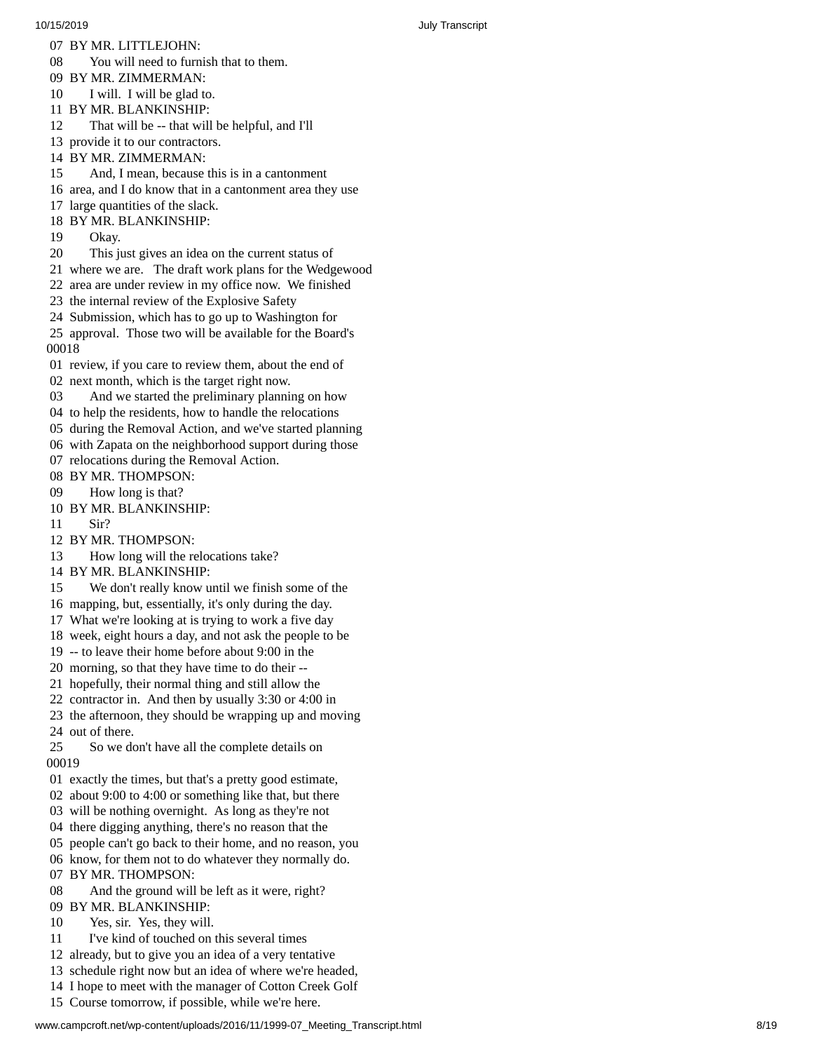07 BY MR. LITTLEJOHN:
08 You will need to furnish that to them.
09 BY MR. ZIMMERMAN:
10 I will. I will be glad to.
11 BY MR. BLANKINSHIP:
12 That will be -- that will be helpful, and I'll
13 provide it to our contractors.
14 BY MR. ZIMMERMAN:
15 And, I mean, because this is in a cantonment
16 area, and I do know that in a cantonment area they use
17 large quantities of the slack.
18 BY MR. BLANKINSHIP:
19 Okay.
20 This just gives an idea on the current status of
21 where we are. The draft work plans for the Wedgewood
22 area are under review in my office now. We finished
23 the internal review of the Explosive Safety
24 Submission, which has to go up to Washington for
25 approval. Those two will be available for the Board's
00018
01 review, if you care to review them, about the end of
02 next month, which is the target right now.
03 And we started the preliminary planning on how
04 to help the residents, how to handle the relocations
05 during the Removal Action, and we've started planning
06 with Zapata on the neighborhood support during those
07 relocations during the Removal Action.
08 BY MR. THOMPSON:
09 How long is that?
10 BY MR. BLANKINSHIP:
11 Sir?
12 BY MR. THOMPSON:
13 How long will the relocations take?
14 BY MR. BLANKINSHIP:
15 We don't really know until we finish some of the
16 mapping, but, essentially, it's only during the day.
17 What we're looking at is trying to work a five day
18 week, eight hours a day, and not ask the people to be
19 -- to leave their home before about 9:00 in the
20 morning, so that they have time to do their --
21 hopefully, their normal thing and still allow the
22 contractor in. And then by usually 3:30 or 4:00 in
23 the afternoon, they should be wrapping up and moving
24 out of there.
25 So we don't have all the complete details on
00019
01 exactly the times, but that's a pretty good estimate,
02 about 9:00 to 4:00 or something like that, but there
03 will be nothing overnight. As long as they're not
04 there digging anything, there's no reason that the
05 people can't go back to their home, and no reason, you
06 know, for them not to do whatever they normally do.
07 BY MR. THOMPSON:
08 And the ground will be left as it were, right?
09 BY MR. BLANKINSHIP:
10 Yes, sir. Yes, they will.
11 I've kind of touched on this several times
12 already, but to give you an idea of a very tentative
13 schedule right now but an idea of where we're headed,
14 I hope to meet with the manager of Cotton Creek Golf
15 Course tomorrow, if possible, while we're here.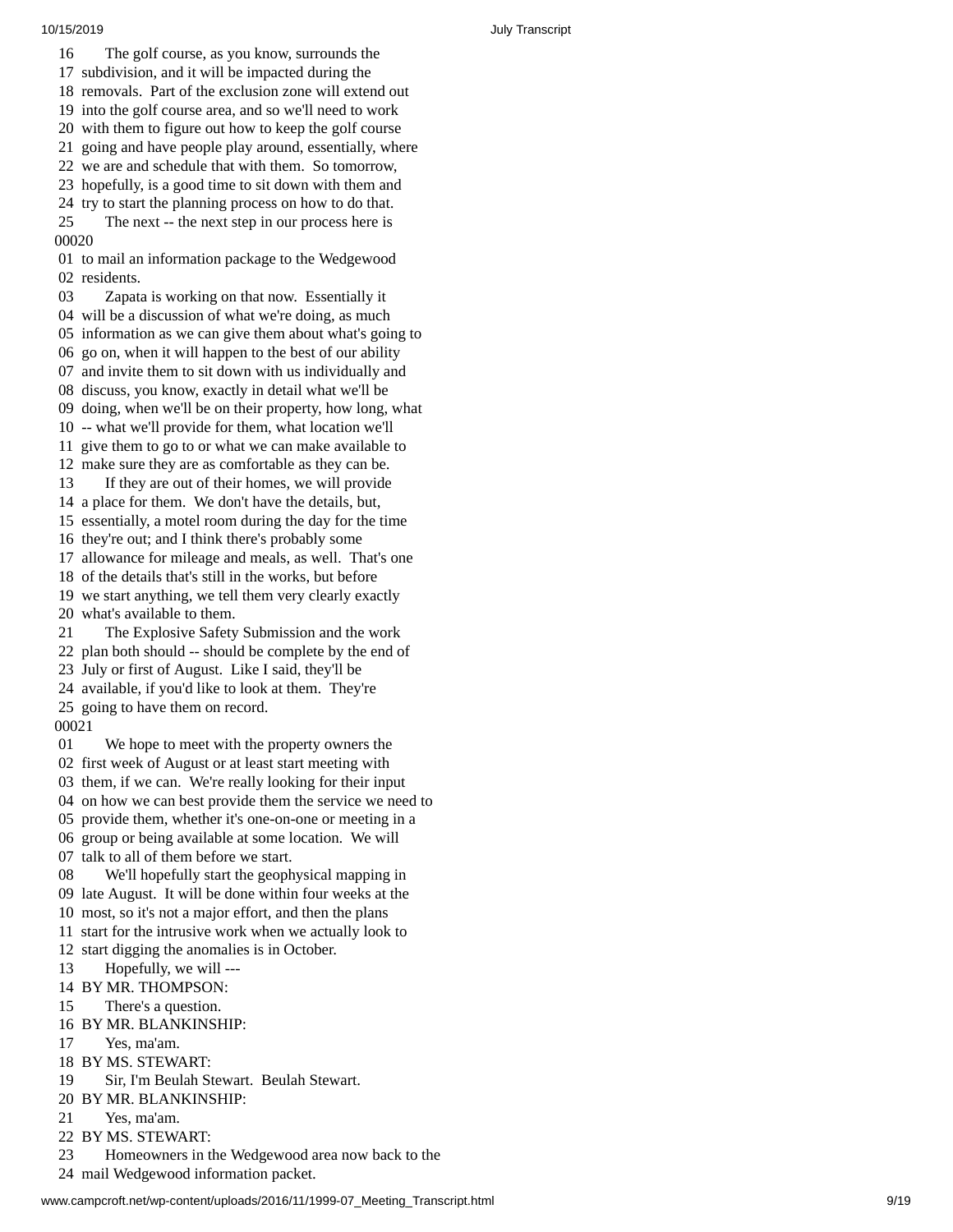16 The golf course, as you know, surrounds the
17 subdivision, and it will be impacted during the
18 removals. Part of the exclusion zone will extend out
19 into the golf course area, and so we'll need to work
20 with them to figure out how to keep the golf course
21 going and have people play around, essentially, where
22 we are and schedule that with them. So tomorrow,
23 hopefully, is a good time to sit down with them and
24 try to start the planning process on how to do that.
25 The next -- the next step in our process here is
00020
01 to mail an information package to the Wedgewood
02 residents.
03 Zapata is working on that now. Essentially it
04 will be a discussion of what we're doing, as much
05 information as we can give them about what's going to
06 go on, when it will happen to the best of our ability
07 and invite them to sit down with us individually and
08 discuss, you know, exactly in detail what we'll be
09 doing, when we'll be on their property, how long, what
10 -- what we'll provide for them, what location we'll
11 give them to go to or what we can make available to
12 make sure they are as comfortable as they can be.
13 If they are out of their homes, we will provide
14 a place for them. We don't have the details, but,
15 essentially, a motel room during the day for the time
16 they're out; and I think there's probably some
17 allowance for mileage and meals, as well. That's one
18 of the details that's still in the works, but before
19 we start anything, we tell them very clearly exactly
20 what's available to them.
21 The Explosive Safety Submission and the work
22 plan both should -- should be complete by the end of
23 July or first of August. Like I said, they'll be
24 available, if you'd like to look at them. They're
25 going to have them on record.
00021
01 We hope to meet with the property owners the
02 first week of August or at least start meeting with
03 them, if we can. We're really looking for their input
04 on how we can best provide them the service we need to
05 provide them, whether it's one-on-one or meeting in a
06 group or being available at some location. We will
07 talk to all of them before we start.
08 We'll hopefully start the geophysical mapping in
09 late August. It will be done within four weeks at the
10 most, so it's not a major effort, and then the plans
11 start for the intrusive work when we actually look to
12 start digging the anomalies is in October.
13 Hopefully, we will ---
14 BY MR. THOMPSON:
15 There's a question.
16 BY MR. BLANKINSHIP:
17 Yes, ma'am.
18 BY MS. STEWART:
19 Sir, I'm Beulah Stewart. Beulah Stewart.
20 BY MR. BLANKINSHIP:
21 Yes, ma'am.
22 BY MS. STEWART:
23 Homeowners in the Wedgewood area now back to the
24 mail Wedgewood information packet.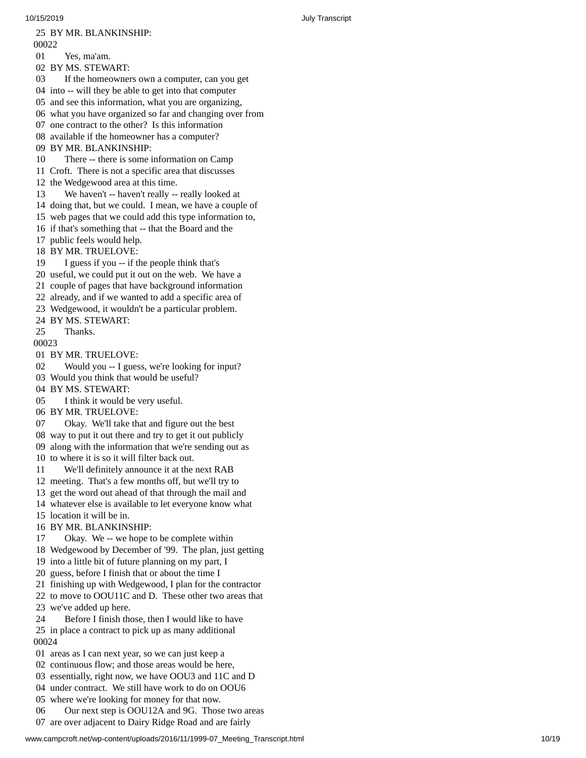25 BY MR. BLANKINSHIP:
00022
01 Yes, ma'am.
02 BY MS. STEWART:
03 If the homeowners own a computer, can you get
04 into -- will they be able to get into that computer
05 and see this information, what you are organizing,
06 what you have organized so far and changing over from
07 one contract to the other? Is this information
08 available if the homeowner has a computer?
09 BY MR. BLANKINSHIP:
10 There -- there is some information on Camp
11 Croft. There is not a specific area that discusses
12 the Wedgewood area at this time.
13 We haven't -- haven't really -- really looked at
14 doing that, but we could. I mean, we have a couple of
15 web pages that we could add this type information to,
16 if that's something that -- that the Board and the
17 public feels would help.
18 BY MR. TRUELOVE:
19 I guess if you -- if the people think that's
20 useful, we could put it out on the web. We have a
21 couple of pages that have background information
22 already, and if we wanted to add a specific area of
23 Wedgewood, it wouldn't be a particular problem.
24 BY MS. STEWART:
25 Thanks.
00023
01 BY MR. TRUELOVE:
02 Would you -- I guess, we're looking for input?
03 Would you think that would be useful?
04 BY MS. STEWART:
05 I think it would be very useful.
06 BY MR. TRUELOVE:
07 Okay. We'll take that and figure out the best
08 way to put it out there and try to get it out publicly
09 along with the information that we're sending out as
10 to where it is so it will filter back out.
11 We'll definitely announce it at the next RAB
12 meeting. That's a few months off, but we'll try to
13 get the word out ahead of that through the mail and
14 whatever else is available to let everyone know what
15 location it will be in.
16 BY MR. BLANKINSHIP:
17 Okay. We -- we hope to be complete within
18 Wedgewood by December of '99. The plan, just getting
19 into a little bit of future planning on my part, I
20 guess, before I finish that or about the time I
21 finishing up with Wedgewood, I plan for the contractor
22 to move to OOU11C and D. These other two areas that
23 we've added up here.
24 Before I finish those, then I would like to have
25 in place a contract to pick up as many additional
00024
01 areas as I can next year, so we can just keep a
02 continuous flow; and those areas would be here,
03 essentially, right now, we have OOU3 and 11C and D
04 under contract. We still have work to do on OOU6
05 where we're looking for money for that now.
06 Our next step is OOU12A and 9G. Those two areas
07 are over adjacent to Dairy Ridge Road and are fairly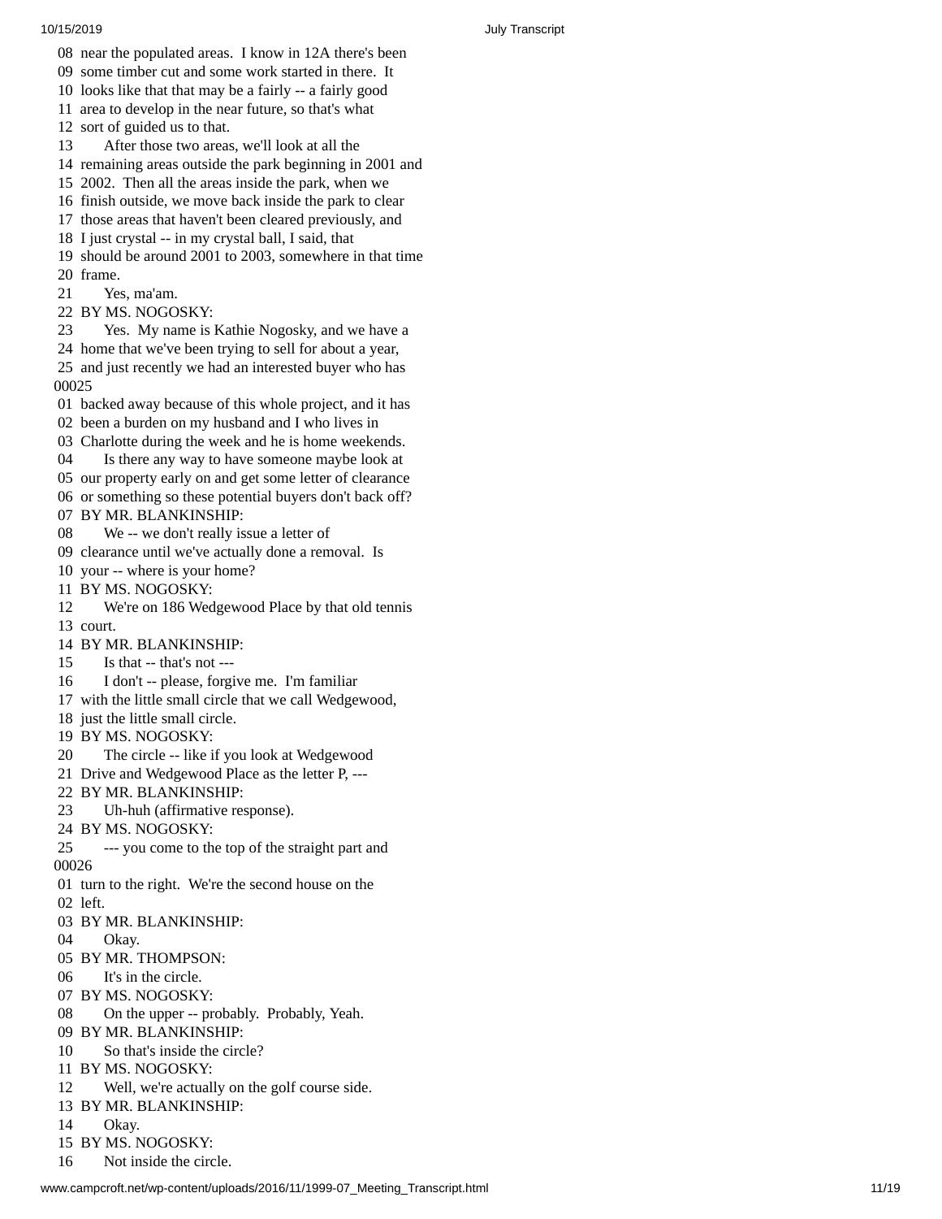08 near the populated areas. I know in 12A there's been
09 some timber cut and some work started in there. It
10 looks like that that may be a fairly -- a fairly good
11 area to develop in the near future, so that's what
12 sort of guided us to that.
13 After those two areas, we'll look at all the
14 remaining areas outside the park beginning in 2001 and
15 2002. Then all the areas inside the park, when we
16 finish outside, we move back inside the park to clear
17 those areas that haven't been cleared previously, and
18 I just crystal -- in my crystal ball, I said, that
19 should be around 2001 to 2003, somewhere in that time
20 frame.
21 Yes, ma'am.
22 BY MS. NOGOSKY:
23 Yes. My name is Kathie Nogosky, and we have a
24 home that we've been trying to sell for about a year,
25 and just recently we had an interested buyer who has
00025
01 backed away because of this whole project, and it has
02 been a burden on my husband and I who lives in
03 Charlotte during the week and he is home weekends.
04 Is there any way to have someone maybe look at
05 our property early on and get some letter of clearance
06 or something so these potential buyers don't back off?
07 BY MR. BLANKINSHIP:
08 We -- we don't really issue a letter of
09 clearance until we've actually done a removal. Is
10 your -- where is your home?
11 BY MS. NOGOSKY:
12 We're on 186 Wedgewood Place by that old tennis
13 court.
14 BY MR. BLANKINSHIP:
15 Is that -- that's not ---
16 I don't -- please, forgive me. I'm familiar
17 with the little small circle that we call Wedgewood,
18 just the little small circle.
19 BY MS. NOGOSKY:
20 The circle -- like if you look at Wedgewood
21 Drive and Wedgewood Place as the letter P, ---
22 BY MR. BLANKINSHIP:
23 Uh-huh (affirmative response).
24 BY MS. NOGOSKY:
25 --- you come to the top of the straight part and
00026
01 turn to the right. We're the second house on the
02 left.
03 BY MR. BLANKINSHIP:
04 Okay.
05 BY MR. THOMPSON:
06 It's in the circle.
07 BY MS. NOGOSKY:
08 On the upper -- probably. Probably, Yeah.
09 BY MR. BLANKINSHIP:
10 So that's inside the circle?
11 BY MS. NOGOSKY:
12 Well, we're actually on the golf course side.
13 BY MR. BLANKINSHIP:
14 Okay.
15 BY MS. NOGOSKY:
16 Not inside the circle.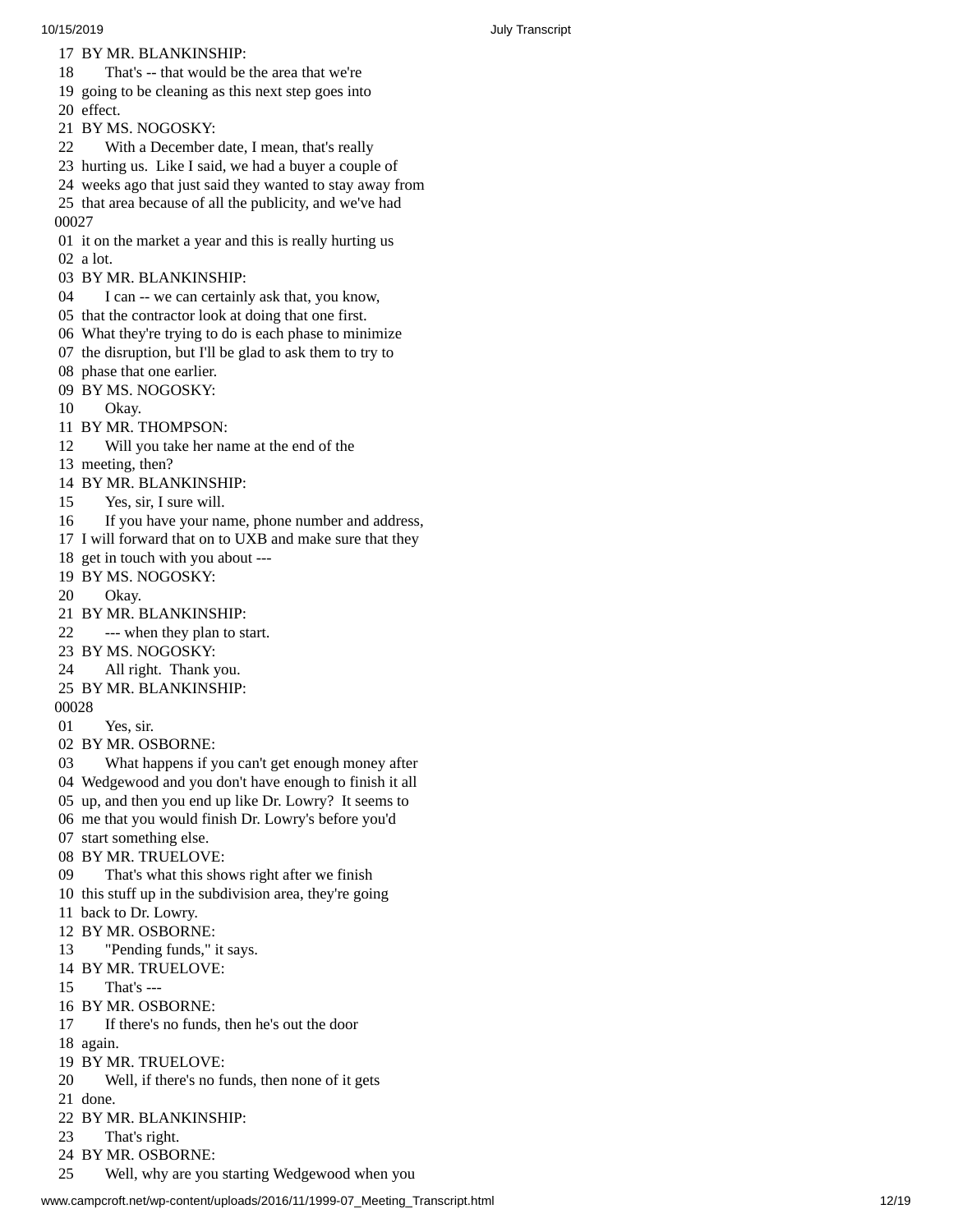17 BY MR. BLANKINSHIP:
18 That's -- that would be the area that we're
19 going to be cleaning as this next step goes into
20 effect.
21 BY MS. NOGOSKY:
22 With a December date, I mean, that's really
23 hurting us. Like I said, we had a buyer a couple of
24 weeks ago that just said they wanted to stay away from
25 that area because of all the publicity, and we've had
00027
01 it on the market a year and this is really hurting us
02 a lot.
03 BY MR. BLANKINSHIP:
04 I can -- we can certainly ask that, you know,
05 that the contractor look at doing that one first.
06 What they're trying to do is each phase to minimize
07 the disruption, but I'll be glad to ask them to try to
08 phase that one earlier.
09 BY MS. NOGOSKY:
10 Okay.
11 BY MR. THOMPSON:
12 Will you take her name at the end of the
13 meeting, then?
14 BY MR. BLANKINSHIP:
15 Yes, sir, I sure will.
16 If you have your name, phone number and address,
17 I will forward that on to UXB and make sure that they
18 get in touch with you about ---
19 BY MS. NOGOSKY:
20 Okay.
21 BY MR. BLANKINSHIP:
22 --- when they plan to start.
23 BY MS. NOGOSKY:
24 All right. Thank you.
25 BY MR. BLANKINSHIP:
00028
01 Yes, sir.
02 BY MR. OSBORNE:
03 What happens if you can't get enough money after
04 Wedgewood and you don't have enough to finish it all
05 up, and then you end up like Dr. Lowry? It seems to
06 me that you would finish Dr. Lowry's before you'd
07 start something else.
08 BY MR. TRUELOVE:
09 That's what this shows right after we finish
10 this stuff up in the subdivision area, they're going
11 back to Dr. Lowry.
12 BY MR. OSBORNE:
13 "Pending funds," it says.
14 BY MR. TRUELOVE:
15 That's ---
16 BY MR. OSBORNE:
17 If there's no funds, then he's out the door
18 again.
19 BY MR. TRUELOVE:
20 Well, if there's no funds, then none of it gets
21 done.
22 BY MR. BLANKINSHIP:
23 That's right.
24 BY MR. OSBORNE:
25 Well, why are you starting Wedgewood when you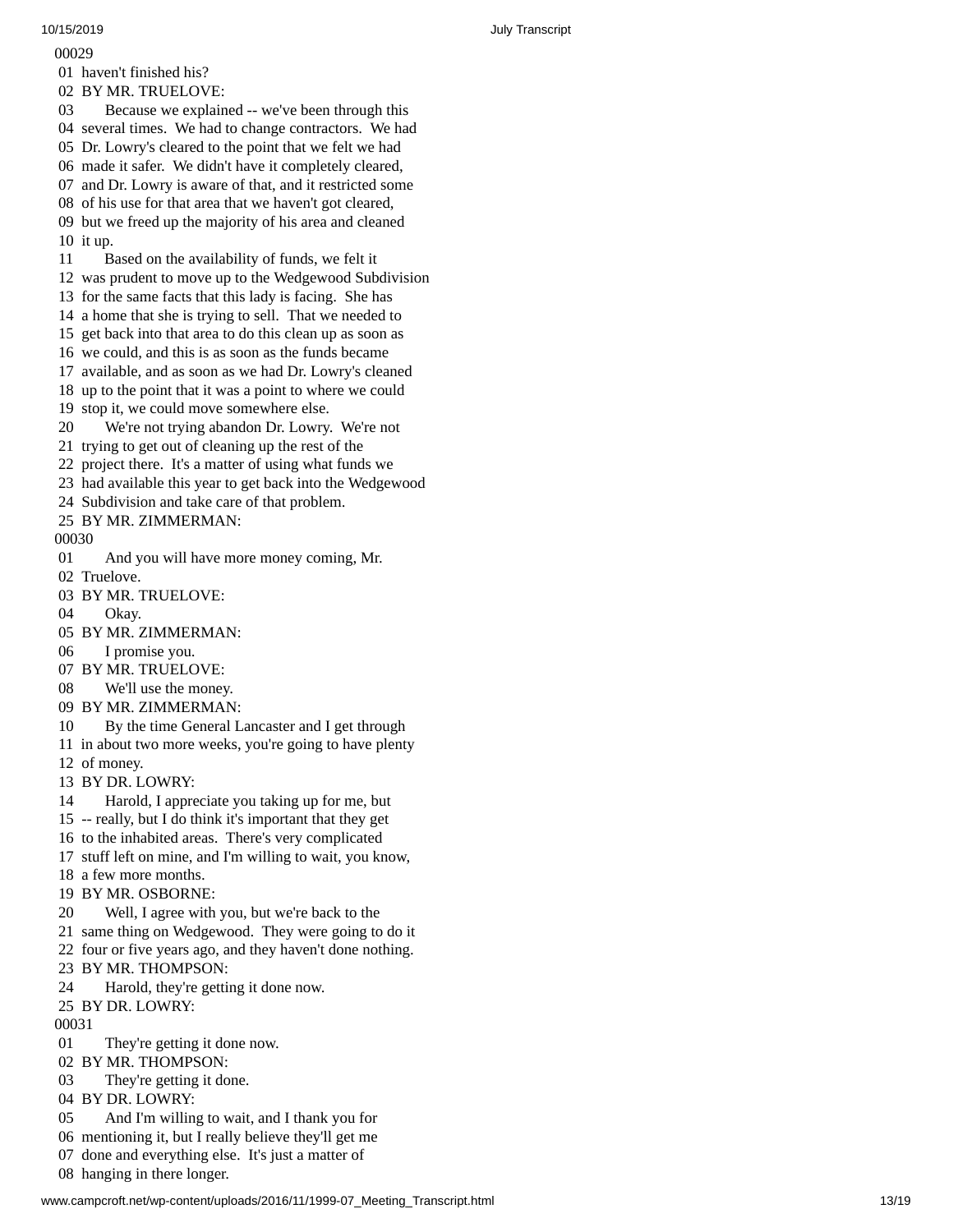00029
01 haven't finished his?
02 BY MR. TRUELOVE:
03 Because we explained -- we've been through this
04 several times. We had to change contractors. We had
05 Dr. Lowry's cleared to the point that we felt we had
06 made it safer. We didn't have it completely cleared,
07 and Dr. Lowry is aware of that, and it restricted some
08 of his use for that area that we haven't got cleared,
09 but we freed up the majority of his area and cleaned
10 it up.
11 Based on the availability of funds, we felt it
12 was prudent to move up to the Wedgewood Subdivision
13 for the same facts that this lady is facing. She has
14 a home that she is trying to sell. That we needed to
15 get back into that area to do this clean up as soon as
16 we could, and this is as soon as the funds became
17 available, and as soon as we had Dr. Lowry's cleaned
18 up to the point that it was a point to where we could
19 stop it, we could move somewhere else.
20 We're not trying abandon Dr. Lowry. We're not
21 trying to get out of cleaning up the rest of the
22 project there. It's a matter of using what funds we
23 had available this year to get back into the Wedgewood
24 Subdivision and take care of that problem.
25 BY MR. ZIMMERMAN:
00030
01 And you will have more money coming, Mr.
02 Truelove.
03 BY MR. TRUELOVE:
04 Okay.
05 BY MR. ZIMMERMAN:
06 I promise you.
07 BY MR. TRUELOVE:
08 We'll use the money.
09 BY MR. ZIMMERMAN:
10 By the time General Lancaster and I get through
11 in about two more weeks, you're going to have plenty
12 of money.
13 BY DR. LOWRY:
14 Harold, I appreciate you taking up for me, but
15 -- really, but I do think it's important that they get
16 to the inhabited areas. There's very complicated
17 stuff left on mine, and I'm willing to wait, you know,
18 a few more months.
19 BY MR. OSBORNE:
20 Well, I agree with you, but we're back to the
21 same thing on Wedgewood. They were going to do it
22 four or five years ago, and they haven't done nothing.
23 BY MR. THOMPSON:
24 Harold, they're getting it done now.
25 BY DR. LOWRY:
00031
01 They're getting it done now.
02 BY MR. THOMPSON:
03 They're getting it done.
04 BY DR. LOWRY:
05 And I'm willing to wait, and I thank you for
06 mentioning it, but I really believe they'll get me
07 done and everything else. It's just a matter of
08 hanging in there longer.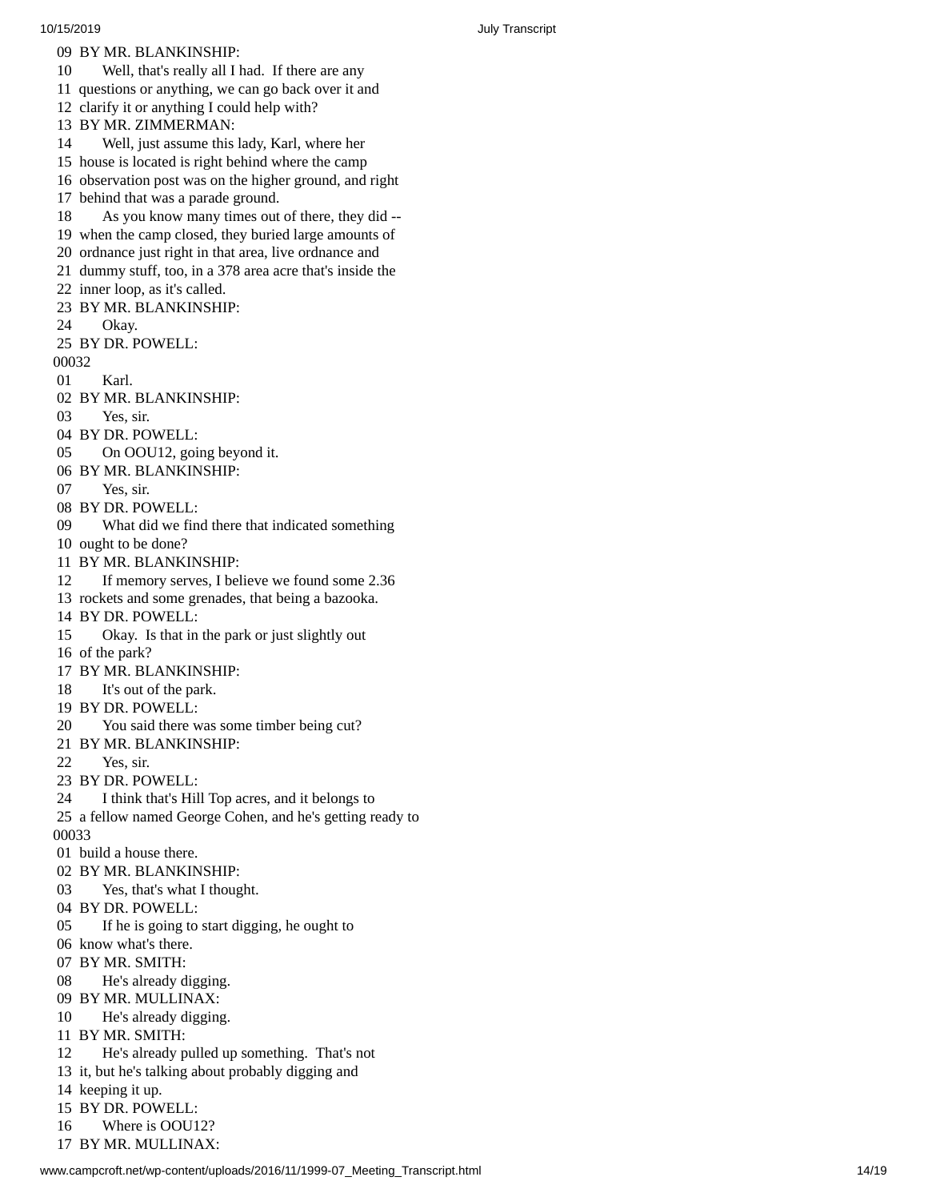09 BY MR. BLANKINSHIP:
10 Well, that's really all I had. If there are any
11 questions or anything, we can go back over it and
12 clarify it or anything I could help with?
13 BY MR. ZIMMERMAN:
14 Well, just assume this lady, Karl, where her
15 house is located is right behind where the camp
16 observation post was on the higher ground, and right
17 behind that was a parade ground.
18 As you know many times out of there, they did --
19 when the camp closed, they buried large amounts of
20 ordnance just right in that area, live ordnance and
21 dummy stuff, too, in a 378 area acre that's inside the
22 inner loop, as it's called.
23 BY MR. BLANKINSHIP:
24 Okay.
25 BY DR. POWELL:
00032
01 Karl.
02 BY MR. BLANKINSHIP:
03 Yes, sir.
04 BY DR. POWELL:
05 On OOU12, going beyond it.
06 BY MR. BLANKINSHIP:
07 Yes, sir.
08 BY DR. POWELL:
09 What did we find there that indicated something
10 ought to be done?
11 BY MR. BLANKINSHIP:
12 If memory serves, I believe we found some 2.36
13 rockets and some grenades, that being a bazooka.
14 BY DR. POWELL:
15 Okay. Is that in the park or just slightly out
16 of the park?
17 BY MR. BLANKINSHIP:
18 It's out of the park.
19 BY DR. POWELL:
20 You said there was some timber being cut?
21 BY MR. BLANKINSHIP:
22 Yes, sir.
23 BY DR. POWELL:
24 I think that's Hill Top acres, and it belongs to
25 a fellow named George Cohen, and he's getting ready to
00033
01 build a house there.
02 BY MR. BLANKINSHIP:
03 Yes, that's what I thought.
04 BY DR. POWELL:
05 If he is going to start digging, he ought to
06 know what's there.
07 BY MR. SMITH:
08 He's already digging.
09 BY MR. MULLINAX:
10 He's already digging.
11 BY MR. SMITH:
12 He's already pulled up something. That's not
13 it, but he's talking about probably digging and
14 keeping it up.
15 BY DR. POWELL:
16 Where is OOU12?
17 BY MR. MULLINAX: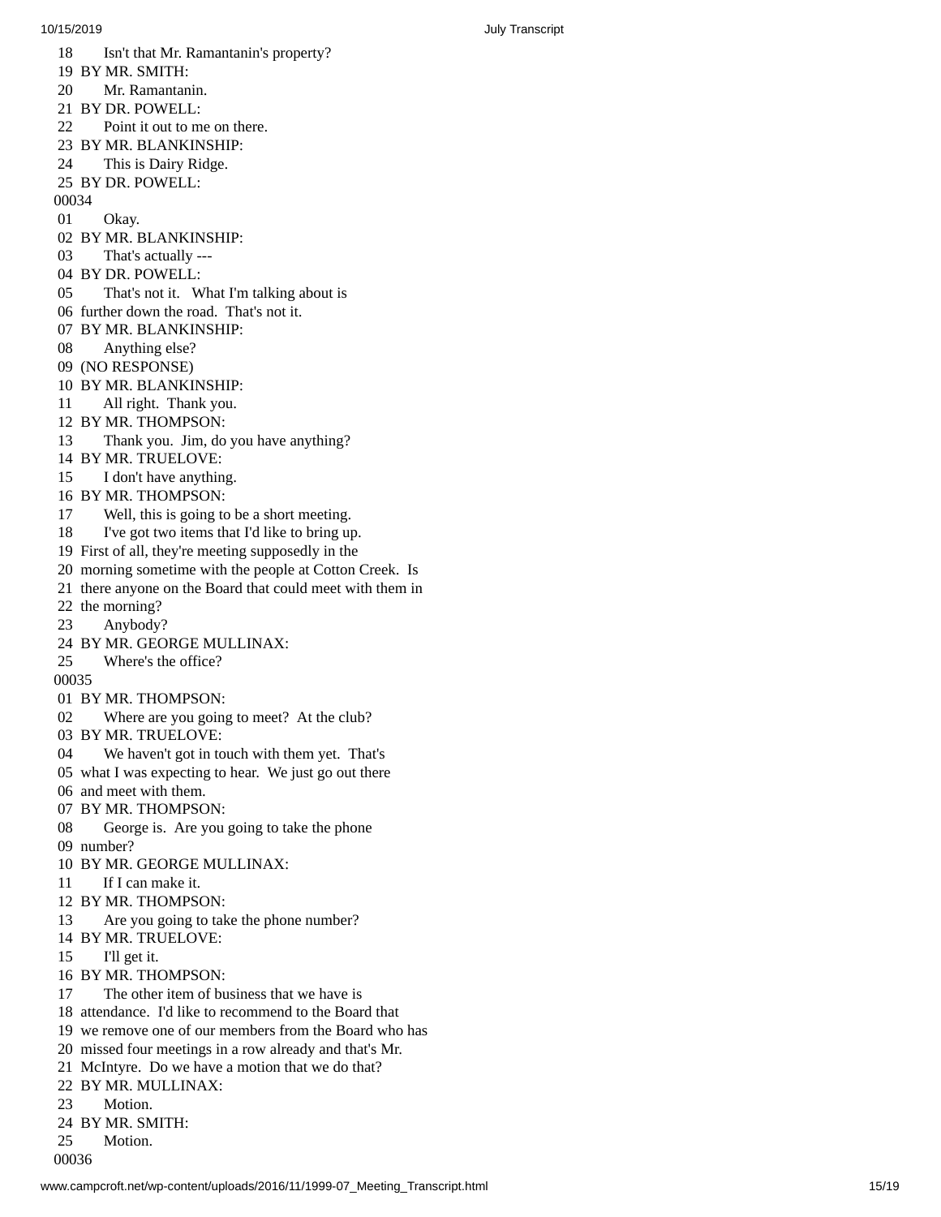18 Isn't that Mr. Ramantanin's property?
19 BY MR. SMITH:
20 Mr. Ramantanin.
21 BY DR. POWELL:
22 Point it out to me on there.
23 BY MR. BLANKINSHIP:
24 This is Dairy Ridge.
25 BY DR. POWELL:
00034
01 Okay.
02 BY MR. BLANKINSHIP:
03 That's actually ---
04 BY DR. POWELL:
05 That's not it. What I'm talking about is
06 further down the road. That's not it.
07 BY MR. BLANKINSHIP:
08 Anything else?
09 (NO RESPONSE)
10 BY MR. BLANKINSHIP:
11 All right. Thank you.
12 BY MR. THOMPSON:
13 Thank you. Jim, do you have anything?
14 BY MR. TRUELOVE:
15 I don't have anything.
16 BY MR. THOMPSON:
17 Well, this is going to be a short meeting.
18 I've got two items that I'd like to bring up.
19 First of all, they're meeting supposedly in the
20 morning sometime with the people at Cotton Creek. Is
21 there anyone on the Board that could meet with them in
22 the morning?
23 Anybody?
24 BY MR. GEORGE MULLINAX:
25 Where's the office?
00035
01 BY MR. THOMPSON:
02 Where are you going to meet? At the club?
03 BY MR. TRUELOVE:
04 We haven't got in touch with them yet. That's
05 what I was expecting to hear. We just go out there
06 and meet with them.
07 BY MR. THOMPSON:
08 George is. Are you going to take the phone
09 number?
10 BY MR. GEORGE MULLINAX:
11 If I can make it.
12 BY MR. THOMPSON:
13 Are you going to take the phone number?
14 BY MR. TRUELOVE:
15 I'll get it.
16 BY MR. THOMPSON:
17 The other item of business that we have is
18 attendance. I'd like to recommend to the Board that
19 we remove one of our members from the Board who has
20 missed four meetings in a row already and that's Mr.
21 McIntyre. Do we have a motion that we do that?
22 BY MR. MULLINAX:
23 Motion.
24 BY MR. SMITH:
25 Motion.
00036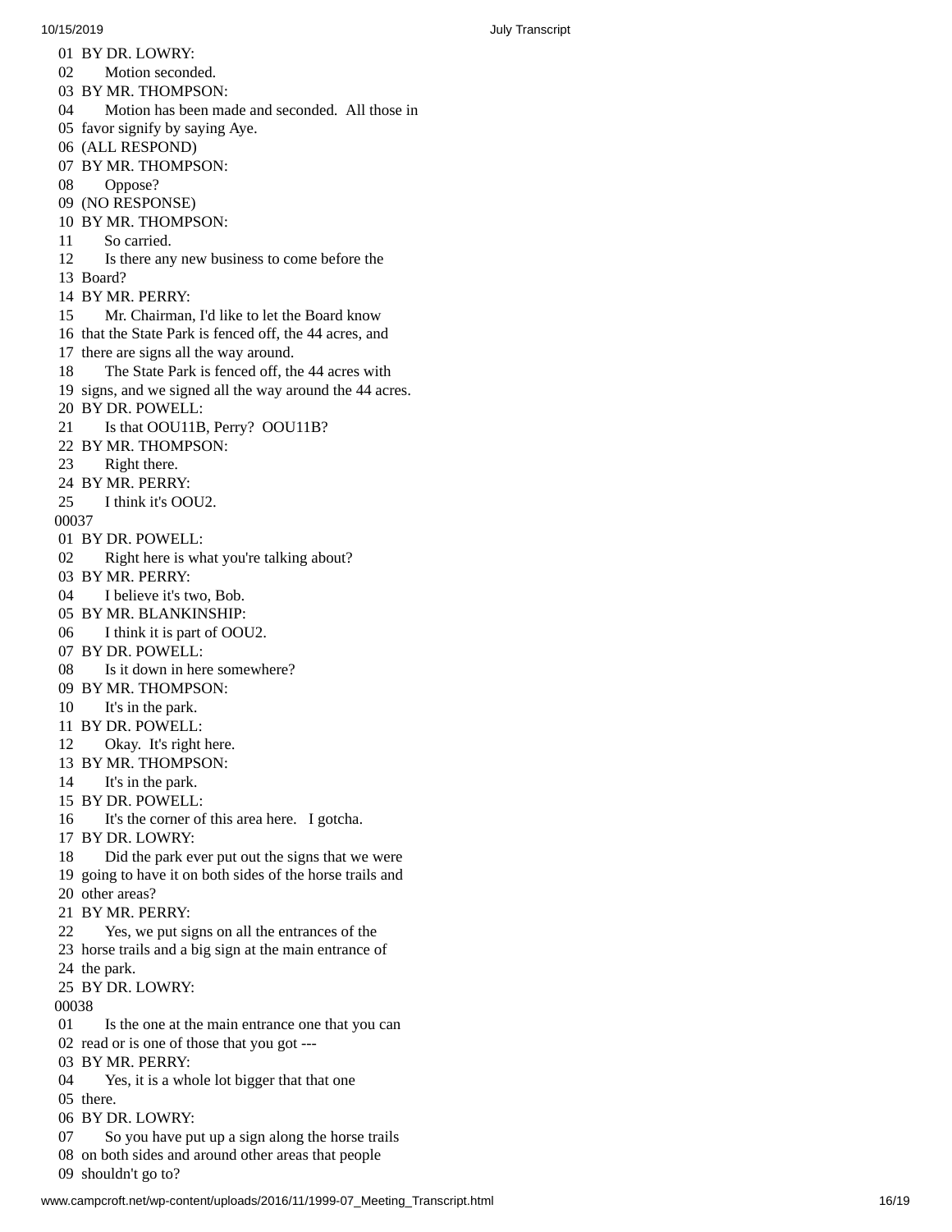01 BY DR. LOWRY:
02 Motion seconded.
03 BY MR. THOMPSON:
04 Motion has been made and seconded. All those in
05 favor signify by saying Aye.
06 (ALL RESPOND)
07 BY MR. THOMPSON:
08 Oppose?
09 (NO RESPONSE)
10 BY MR. THOMPSON:
11 So carried.
12 Is there any new business to come before the
13 Board?
14 BY MR. PERRY:
15 Mr. Chairman, I'd like to let the Board know
16 that the State Park is fenced off, the 44 acres, and
17 there are signs all the way around.
18 The State Park is fenced off, the 44 acres with
19 signs, and we signed all the way around the 44 acres.
20 BY DR. POWELL:
21 Is that OOU11B, Perry? OOU11B?
22 BY MR. THOMPSON:
23 Right there.
24 BY MR. PERRY:
25 I think it's OOU2.
00037
01 BY DR. POWELL:
02 Right here is what you're talking about?
03 BY MR. PERRY:
04 I believe it's two, Bob.
05 BY MR. BLANKINSHIP:
06 I think it is part of OOU2.
07 BY DR. POWELL:
08 Is it down in here somewhere?
09 BY MR. THOMPSON:
10 It's in the park.
11 BY DR. POWELL:
12 Okay. It's right here.
13 BY MR. THOMPSON:
14 It's in the park.
15 BY DR. POWELL:
16 It's the corner of this area here. I gotcha.
17 BY DR. LOWRY:
18 Did the park ever put out the signs that we were
19 going to have it on both sides of the horse trails and
20 other areas?
21 BY MR. PERRY:
22 Yes, we put signs on all the entrances of the
23 horse trails and a big sign at the main entrance of
24 the park.
25 BY DR. LOWRY:
00038
01 Is the one at the main entrance one that you can
02 read or is one of those that you got ---
03 BY MR. PERRY:
04 Yes, it is a whole lot bigger that that one
05 there.
06 BY DR. LOWRY:
07 So you have put up a sign along the horse trails
08 on both sides and around other areas that people
09 shouldn't go to?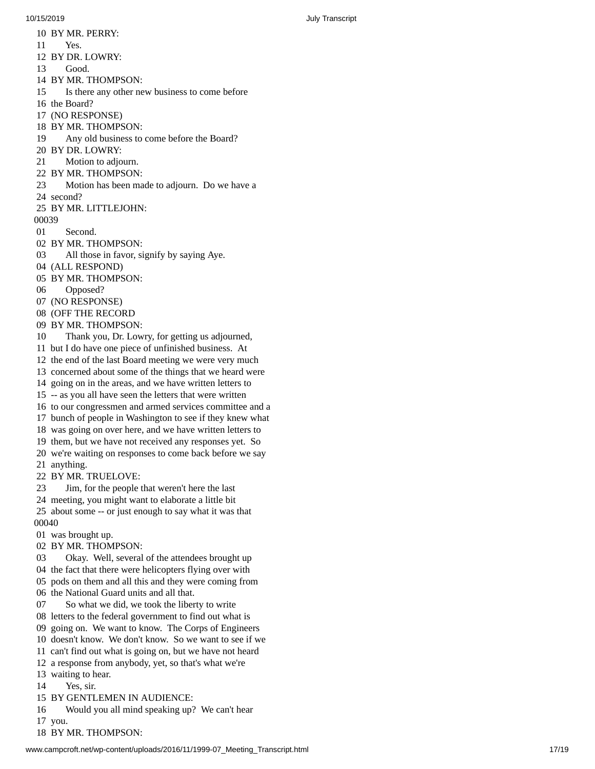10 BY MR. PERRY:
11 Yes.
12 BY DR. LOWRY:
13 Good.
14 BY MR. THOMPSON:
15 Is there any other new business to come before
16 the Board?
17 (NO RESPONSE)
18 BY MR. THOMPSON:
19 Any old business to come before the Board?
20 BY DR. LOWRY:
21 Motion to adjourn.
22 BY MR. THOMPSON:
23 Motion has been made to adjourn. Do we have a
24 second?
25 BY MR. LITTLEJOHN:
00039
01 Second.
02 BY MR. THOMPSON:
03 All those in favor, signify by saying Aye.
04 (ALL RESPOND)
05 BY MR. THOMPSON:
06 Opposed?
07 (NO RESPONSE)
08 (OFF THE RECORD
09 BY MR. THOMPSON:
10 Thank you, Dr. Lowry, for getting us adjourned,
11 but I do have one piece of unfinished business. At
12 the end of the last Board meeting we were very much
13 concerned about some of the things that we heard were
14 going on in the areas, and we have written letters to
15 -- as you all have seen the letters that were written
16 to our congressmen and armed services committee and a
17 bunch of people in Washington to see if they knew what
18 was going on over here, and we have written letters to
19 them, but we have not received any responses yet. So
20 we're waiting on responses to come back before we say
21 anything.
22 BY MR. TRUELOVE:
23 Jim, for the people that weren't here the last
24 meeting, you might want to elaborate a little bit
25 about some -- or just enough to say what it was that
00040
01 was brought up.
02 BY MR. THOMPSON:
03 Okay. Well, several of the attendees brought up
04 the fact that there were helicopters flying over with
05 pods on them and all this and they were coming from
06 the National Guard units and all that.
07 So what we did, we took the liberty to write
08 letters to the federal government to find out what is
09 going on. We want to know. The Corps of Engineers
10 doesn't know. We don't know. So we want to see if we
11 can't find out what is going on, but we have not heard
12 a response from anybody, yet, so that's what we're
13 waiting to hear.
14 Yes, sir.
15 BY GENTLEMEN IN AUDIENCE:
16 Would you all mind speaking up? We can't hear
17 you.
18 BY MR. THOMPSON: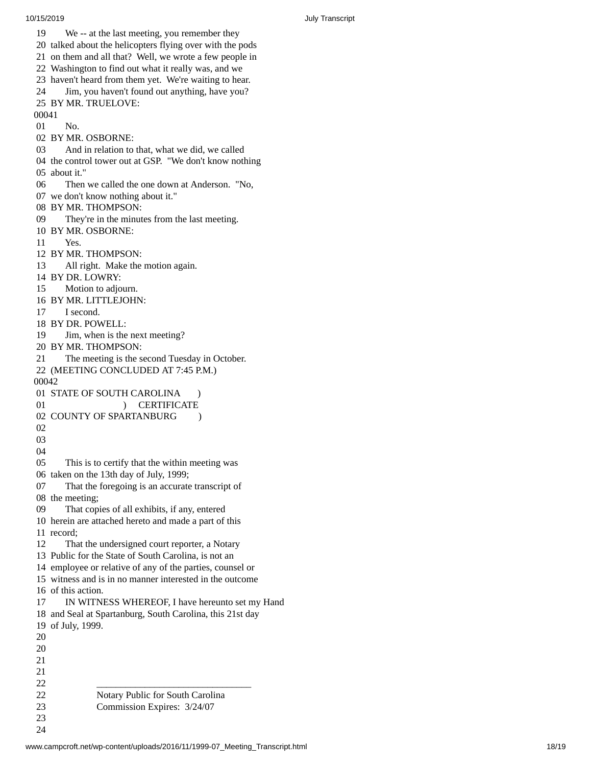19 We -- at the last meeting, you remember they
20 talked about the helicopters flying over with the pods
21 on them and all that? Well, we wrote a few people in
22 Washington to find out what it really was, and we
23 haven't heard from them yet. We're waiting to hear.
24 Jim, you haven't found out anything, have you?
25 BY MR. TRUELOVE:
00041
01 No.
02 BY MR. OSBORNE:
03 And in relation to that, what we did, we called
04 the control tower out at GSP. "We don't know nothing
05 about it."
06 Then we called the one down at Anderson. "No,
07 we don't know nothing about it."
08 BY MR. THOMPSON:
09 They're in the minutes from the last meeting.
10 BY MR. OSBORNE:
11 Yes.
12 BY MR. THOMPSON:
13 All right. Make the motion again.
14 BY DR. LOWRY:
15 Motion to adjourn.
16 BY MR. LITTLEJOHN:
17 I second.
18 BY DR. POWELL:
19 Jim, when is the next meeting?
20 BY MR. THOMPSON:
21 The meeting is the second Tuesday in October.
22 (MEETING CONCLUDED AT 7:45 P.M.)
00042
01 STATE OF SOUTH CAROLINA )
01 ) CERTIFICATE
02 COUNTY OF SPARTANBURG )
02
03
04
05 This is to certify that the within meeting was
06 taken on the 13th day of July, 1999;
07 That the foregoing is an accurate transcript of
08 the meeting;
09 That copies of all exhibits, if any, entered
10 herein are attached hereto and made a part of this
11 record;
12 That the undersigned court reporter, a Notary
13 Public for the State of South Carolina, is not an
14 employee or relative of any of the parties, counsel or
15 witness and is in no manner interested in the outcome
16 of this action.
17 IN WITNESS WHEREOF, I have hereunto set my Hand
18 and Seal at Spartanburg, South Carolina, this 21st day
19 of July, 1999.
20
20
21
21
22 \_\_\_\_\_\_\_\_\_\_\_\_\_\_\_\_\_\_\_\_\_\_\_\_\_\_\_\_\_\_\_\_
22 Notary Public for South Carolina
23 Commission Expires: 3/24/07
23
24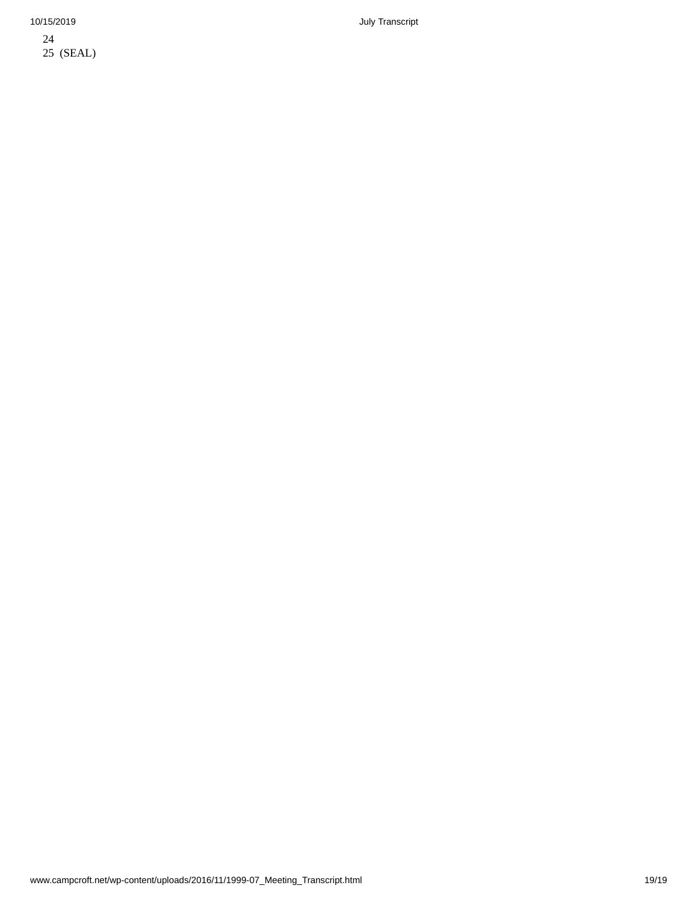24
25 (SEAL)